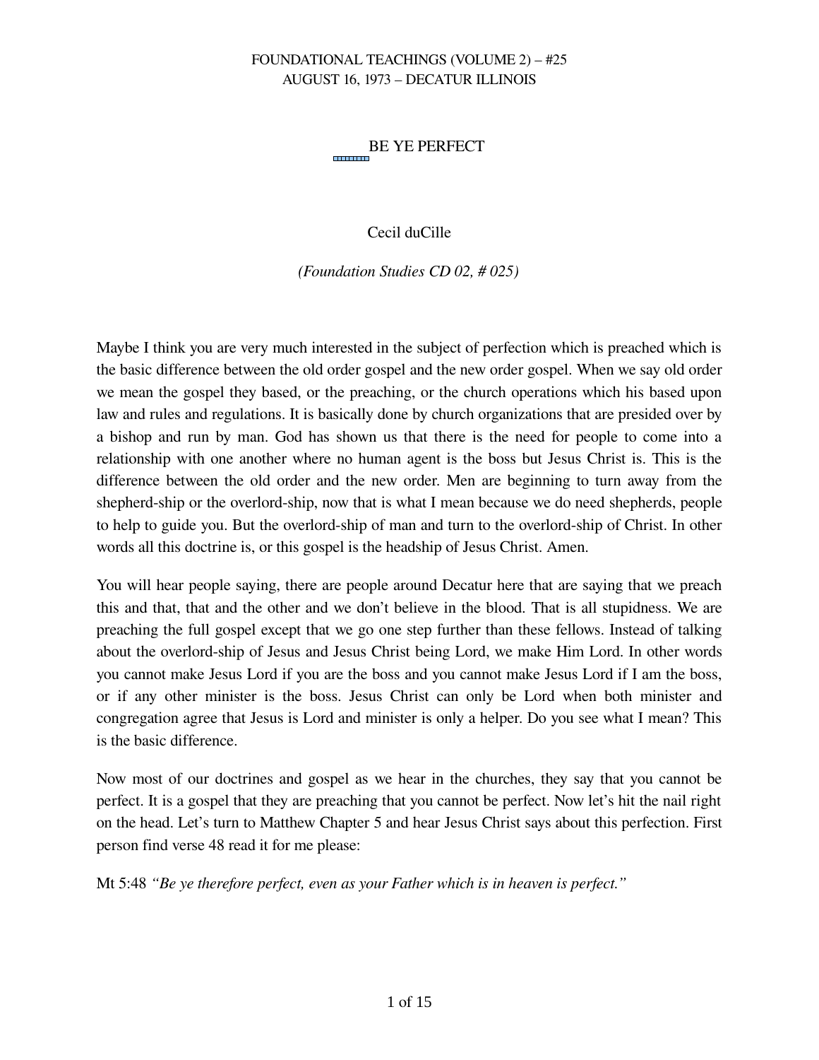FOUNDATIONAL TEACHINGS (VOLUME 2) – #25
AUGUST 16, 1973 – DECATUR ILLINOIS

# BE YE PERFECT

Cecil duCille

*(Foundation Studies CD 02, # 025)*

Maybe I think you are very much interested in the subject of perfection which is preached which is the basic difference between the old order gospel and the new order gospel. When we say old order we mean the gospel they based, or the preaching, or the church operations which his based upon law and rules and regulations. It is basically done by church organizations that are presided over by a bishop and run by man. God has shown us that there is the need for people to come into a relationship with one another where no human agent is the boss but Jesus Christ is. This is the difference between the old order and the new order. Men are beginning to turn away from the shepherd-ship or the overlord-ship, now that is what I mean because we do need shepherds, people to help to guide you. But the overlord-ship of man and turn to the overlord-ship of Christ. In other words all this doctrine is, or this gospel is the headship of Jesus Christ. Amen.

You will hear people saying, there are people around Decatur here that are saying that we preach this and that, that and the other and we don't believe in the blood. That is all stupidness. We are preaching the full gospel except that we go one step further than these fellows. Instead of talking about the overlord-ship of Jesus and Jesus Christ being Lord, we make Him Lord. In other words you cannot make Jesus Lord if you are the boss and you cannot make Jesus Lord if I am the boss, or if any other minister is the boss. Jesus Christ can only be Lord when both minister and congregation agree that Jesus is Lord and minister is only a helper. Do you see what I mean? This is the basic difference.

Now most of our doctrines and gospel as we hear in the churches, they say that you cannot be perfect. It is a gospel that they are preaching that you cannot be perfect. Now let's hit the nail right on the head. Let's turn to Matthew Chapter 5 and hear Jesus Christ says about this perfection. First person find verse 48 read it for me please:

Mt 5:48 *"Be ye therefore perfect, even as your Father which is in heaven is perfect."*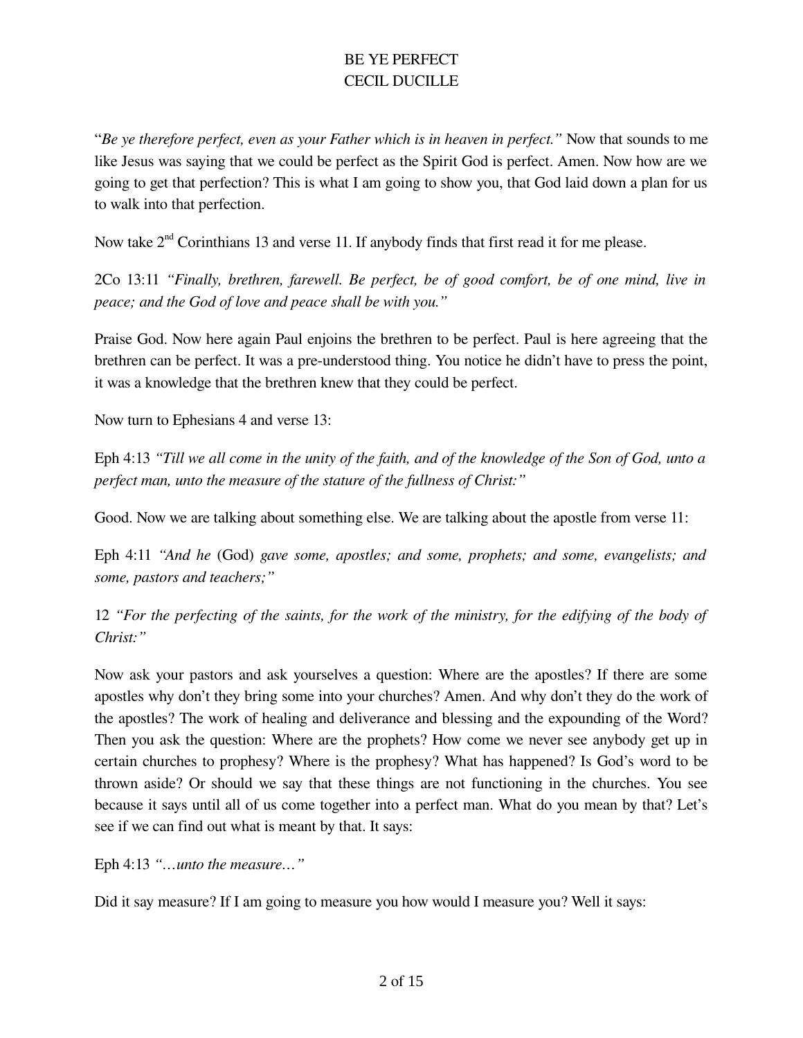"*Be ye therefore perfect, even as your Father which is in heaven in perfect.*" Now that sounds to me like Jesus was saying that we could be perfect as the Spirit God is perfect. Amen. Now how are we going to get that perfection? This is what I am going to show you, that God laid down a plan for us to walk into that perfection.

Now take 2nd Corinthians 13 and verse 11. If anybody finds that first read it for me please.

2Co 13:11 *"Finally, brethren, farewell. Be perfect, be of good comfort, be of one mind, live in peace; and the God of love and peace shall be with you."*

Praise God. Now here again Paul enjoins the brethren to be perfect. Paul is here agreeing that the brethren can be perfect. It was a pre-understood thing. You notice he didn't have to press the point, it was a knowledge that the brethren knew that they could be perfect.

Now turn to Ephesians 4 and verse 13:

Eph 4:13 *"Till we all come in the unity of the faith, and of the knowledge of the Son of God, unto a perfect man, unto the measure of the stature of the fullness of Christ:"*

Good. Now we are talking about something else. We are talking about the apostle from verse 11:

Eph 4:11 *"And he* (God) *gave some, apostles; and some, prophets; and some, evangelists; and some, pastors and teachers;"*

12 *"For the perfecting of the saints, for the work of the ministry, for the edifying of the body of Christ:"*

Now ask your pastors and ask yourselves a question: Where are the apostles? If there are some apostles why don't they bring some into your churches? Amen. And why don't they do the work of the apostles? The work of healing and deliverance and blessing and the expounding of the Word? Then you ask the question: Where are the prophets? How come we never see anybody get up in certain churches to prophesy? Where is the prophesy? What has happened? Is God's word to be thrown aside? Or should we say that these things are not functioning in the churches. You see because it says until all of us come together into a perfect man. What do you mean by that? Let's see if we can find out what is meant by that. It says:

Eph 4:13 *"…unto the measure…"*

Did it say measure? If I am going to measure you how would I measure you? Well it says: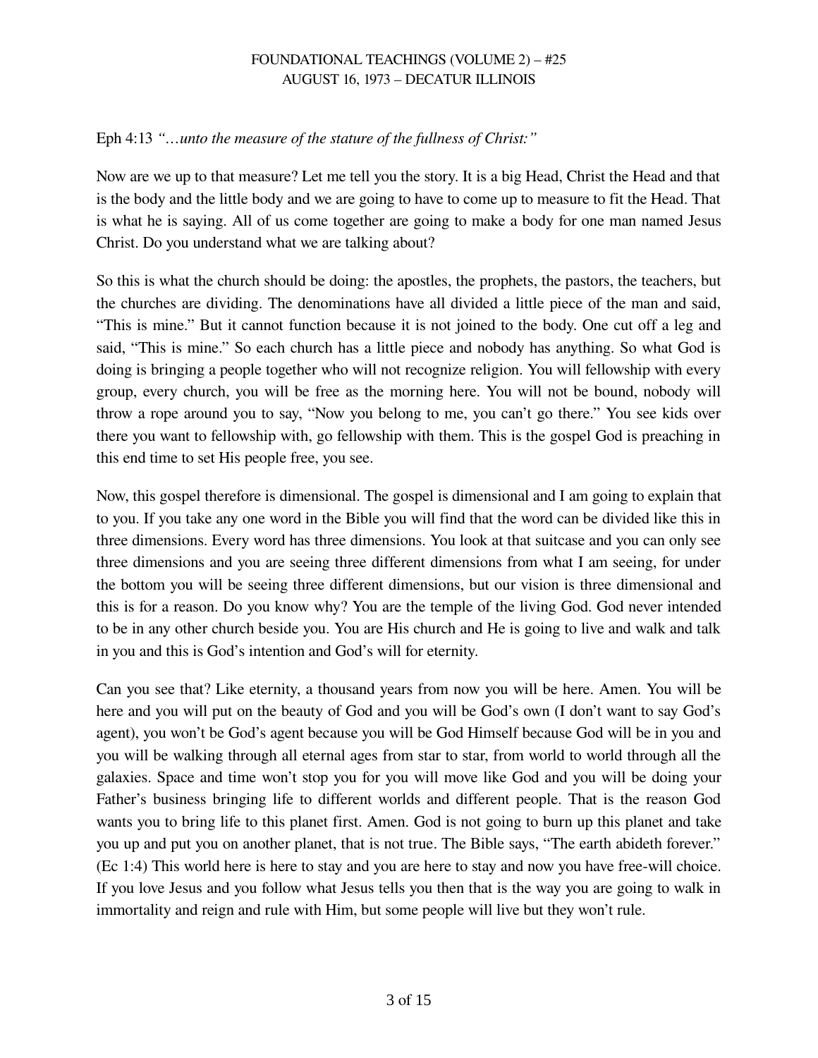Eph 4:13 *"…unto the measure of the stature of the fullness of Christ:"*

Now are we up to that measure? Let me tell you the story. It is a big Head, Christ the Head and that is the body and the little body and we are going to have to come up to measure to fit the Head. That is what he is saying. All of us come together are going to make a body for one man named Jesus Christ. Do you understand what we are talking about?

So this is what the church should be doing: the apostles, the prophets, the pastors, the teachers, but the churches are dividing. The denominations have all divided a little piece of the man and said, "This is mine." But it cannot function because it is not joined to the body. One cut off a leg and said, "This is mine." So each church has a little piece and nobody has anything. So what God is doing is bringing a people together who will not recognize religion. You will fellowship with every group, every church, you will be free as the morning here. You will not be bound, nobody will throw a rope around you to say, "Now you belong to me, you can't go there." You see kids over there you want to fellowship with, go fellowship with them. This is the gospel God is preaching in this end time to set His people free, you see.

Now, this gospel therefore is dimensional. The gospel is dimensional and I am going to explain that to you. If you take any one word in the Bible you will find that the word can be divided like this in three dimensions. Every word has three dimensions. You look at that suitcase and you can only see three dimensions and you are seeing three different dimensions from what I am seeing, for under the bottom you will be seeing three different dimensions, but our vision is three dimensional and this is for a reason. Do you know why? You are the temple of the living God. God never intended to be in any other church beside you. You are His church and He is going to live and walk and talk in you and this is God's intention and God's will for eternity.

Can you see that? Like eternity, a thousand years from now you will be here. Amen. You will be here and you will put on the beauty of God and you will be God's own (I don't want to say God's agent), you won't be God's agent because you will be God Himself because God will be in you and you will be walking through all eternal ages from star to star, from world to world through all the galaxies. Space and time won't stop you for you will move like God and you will be doing your Father's business bringing life to different worlds and different people. That is the reason God wants you to bring life to this planet first. Amen. God is not going to burn up this planet and take you up and put you on another planet, that is not true. The Bible says, "The earth abideth forever." (Ec 1:4) This world here is here to stay and you are here to stay and now you have free-will choice. If you love Jesus and you follow what Jesus tells you then that is the way you are going to walk in immortality and reign and rule with Him, but some people will live but they won't rule.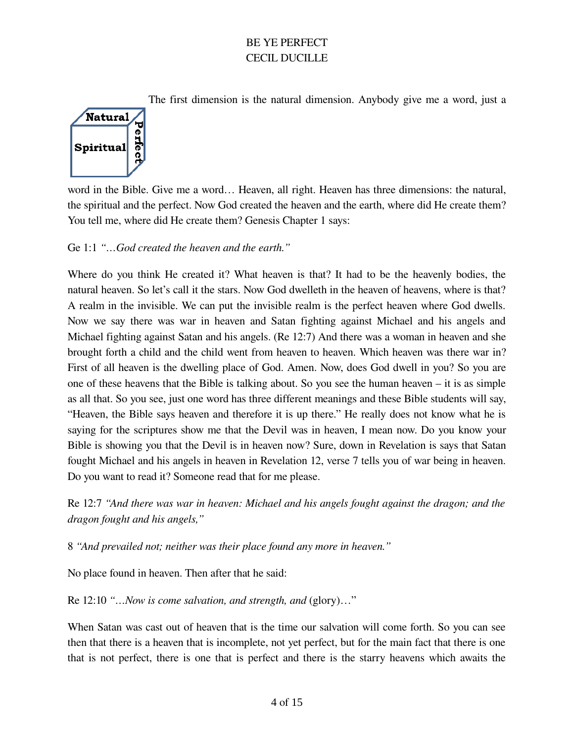The first dimension is the natural dimension. Anybody give me a word, just a word in the Bible. Give me a word… Heaven, all right. Heaven has three dimensions: the natural, the spiritual and the perfect. Now God created the heaven and the earth, where did He create them? You tell me, where did He create them? Genesis Chapter 1 says:

Ge 1:1 *"…God created the heaven and the earth."*

Where do you think He created it? What heaven is that? It had to be the heavenly bodies, the natural heaven. So let's call it the stars. Now God dwelleth in the heaven of heavens, where is that? A realm in the invisible. We can put the invisible realm is the perfect heaven where God dwells. Now we say there was war in heaven and Satan fighting against Michael and his angels and Michael fighting against Satan and his angels. (Re 12:7) And there was a woman in heaven and she brought forth a child and the child went from heaven to heaven. Which heaven was there war in? First of all heaven is the dwelling place of God. Amen. Now, does God dwell in you? So you are one of these heavens that the Bible is talking about. So you see the human heaven – it is as simple as all that. So you see, just one word has three different meanings and these Bible students will say, "Heaven, the Bible says heaven and therefore it is up there." He really does not know what he is saying for the scriptures show me that the Devil was in heaven, I mean now. Do you know your Bible is showing you that the Devil is in heaven now? Sure, down in Revelation is says that Satan fought Michael and his angels in heaven in Revelation 12, verse 7 tells you of war being in heaven. Do you want to read it? Someone read that for me please.

Re 12:7 *"And there was war in heaven: Michael and his angels fought against the dragon; and the dragon fought and his angels,"*

8 *"And prevailed not; neither was their place found any more in heaven."*

No place found in heaven. Then after that he said:

Re 12:10 *"…Now is come salvation, and strength, and* (glory)…"

When Satan was cast out of heaven that is the time our salvation will come forth. So you can see then that there is a heaven that is incomplete, not yet perfect, but for the main fact that there is one that is not perfect, there is one that is perfect and there is the starry heavens which awaits the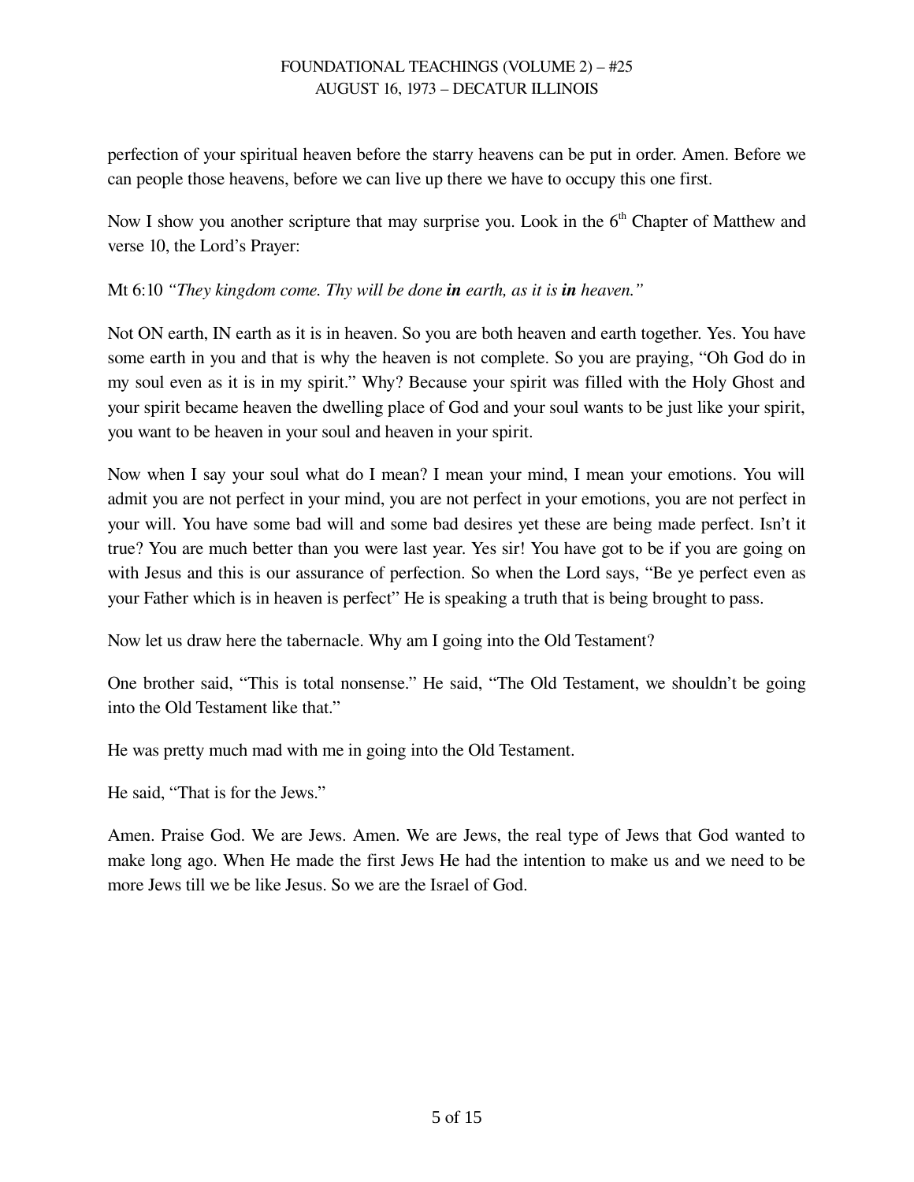perfection of your spiritual heaven before the starry heavens can be put in order. Amen. Before we can people those heavens, before we can live up there we have to occupy this one first.

Now I show you another scripture that may surprise you. Look in the 6th Chapter of Matthew and verse 10, the Lord's Prayer:

Mt 6:10 *"They kingdom come. Thy will be done **in** earth, as it is **in** heaven."*

Not ON earth, IN earth as it is in heaven. So you are both heaven and earth together. Yes. You have some earth in you and that is why the heaven is not complete. So you are praying, "Oh God do in my soul even as it is in my spirit." Why? Because your spirit was filled with the Holy Ghost and your spirit became heaven the dwelling place of God and your soul wants to be just like your spirit, you want to be heaven in your soul and heaven in your spirit.

Now when I say your soul what do I mean? I mean your mind, I mean your emotions. You will admit you are not perfect in your mind, you are not perfect in your emotions, you are not perfect in your will. You have some bad will and some bad desires yet these are being made perfect. Isn't it true? You are much better than you were last year. Yes sir! You have got to be if you are going on with Jesus and this is our assurance of perfection. So when the Lord says, "Be ye perfect even as your Father which is in heaven is perfect" He is speaking a truth that is being brought to pass.

Now let us draw here the tabernacle. Why am I going into the Old Testament?

One brother said, "This is total nonsense." He said, "The Old Testament, we shouldn't be going into the Old Testament like that."

He was pretty much mad with me in going into the Old Testament.

He said, "That is for the Jews."

Amen. Praise God. We are Jews. Amen. We are Jews, the real type of Jews that God wanted to make long ago. When He made the first Jews He had the intention to make us and we need to be more Jews till we be like Jesus. So we are the Israel of God.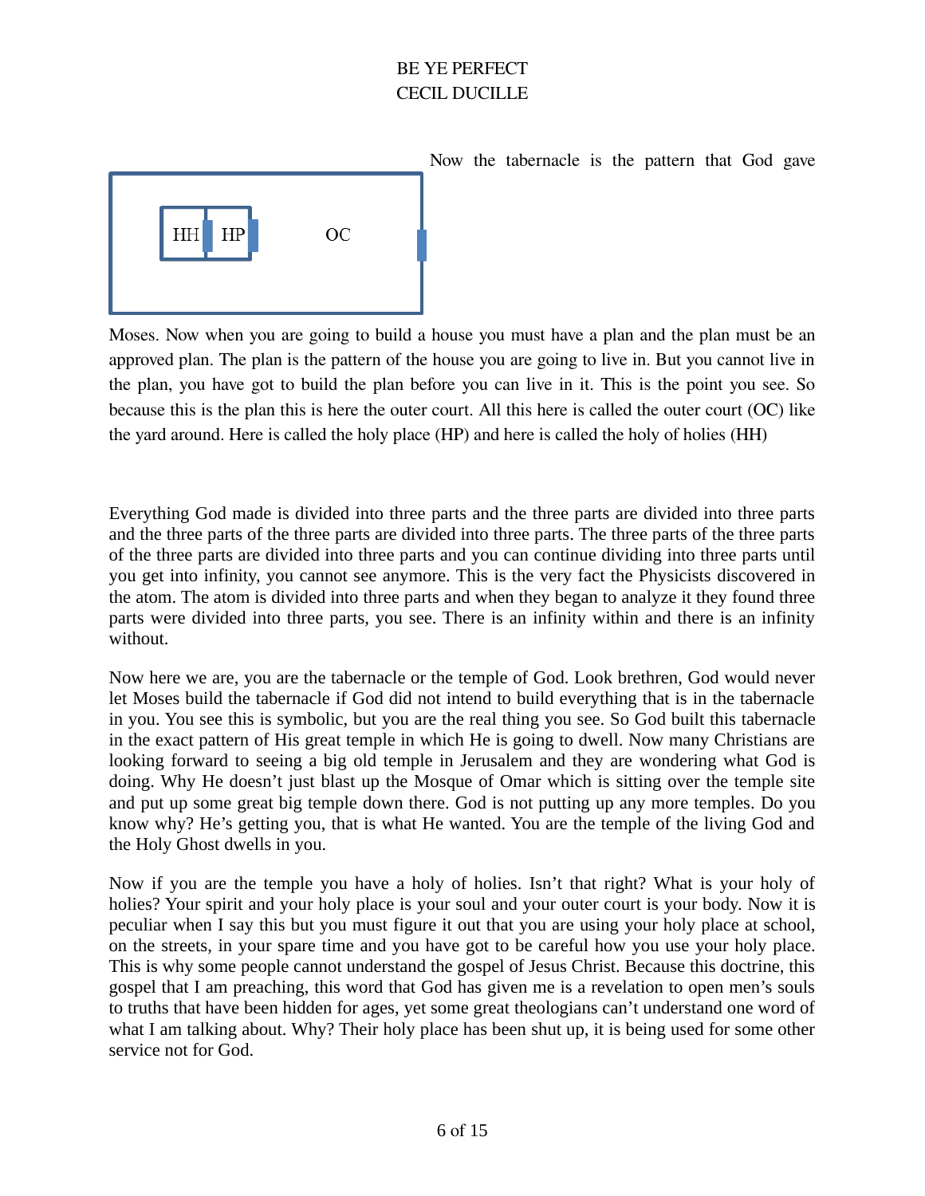Now the tabernacle is the pattern that God gave Moses. Now when you are going to build a house you must have a plan and the plan must be an approved plan. The plan is the pattern of the house you are going to live in. But you cannot live in the plan, you have got to build the plan before you can live in it. This is the point you see. So because this is the plan this is here the outer court. All this here is called the outer court (OC) like the yard around. Here is called the holy place (HP) and here is called the holy of holies (HH)

Everything God made is divided into three parts and the three parts are divided into three parts and the three parts of the three parts are divided into three parts. The three parts of the three parts of the three parts are divided into three parts and you can continue dividing into three parts until you get into infinity, you cannot see anymore. This is the very fact the Physicists discovered in the atom. The atom is divided into three parts and when they began to analyze it they found three parts were divided into three parts, you see. There is an infinity within and there is an infinity without.

Now here we are, you are the tabernacle or the temple of God. Look brethren, God would never let Moses build the tabernacle if God did not intend to build everything that is in the tabernacle in you. You see this is symbolic, but you are the real thing you see. So God built this tabernacle in the exact pattern of His great temple in which He is going to dwell. Now many Christians are looking forward to seeing a big old temple in Jerusalem and they are wondering what God is doing. Why He doesn't just blast up the Mosque of Omar which is sitting over the temple site and put up some great big temple down there. God is not putting up any more temples. Do you know why? He's getting you, that is what He wanted. You are the temple of the living God and the Holy Ghost dwells in you.

Now if you are the temple you have a holy of holies. Isn't that right? What is your holy of holies? Your spirit and your holy place is your soul and your outer court is your body. Now it is peculiar when I say this but you must figure it out that you are using your holy place at school, on the streets, in your spare time and you have got to be careful how you use your holy place. This is why some people cannot understand the gospel of Jesus Christ. Because this doctrine, this gospel that I am preaching, this word that God has given me is a revelation to open men's souls to truths that have been hidden for ages, yet some great theologians can't understand one word of what I am talking about. Why? Their holy place has been shut up, it is being used for some other service not for God.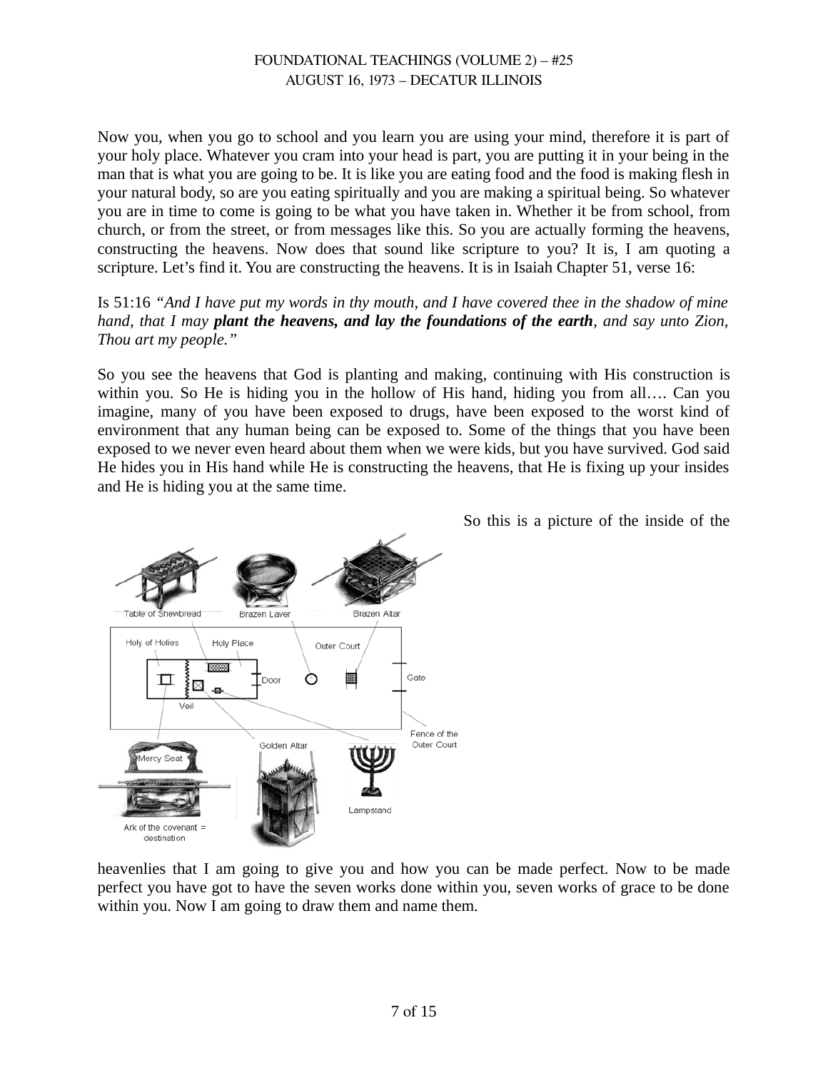Now you, when you go to school and you learn you are using your mind, therefore it is part of your holy place. Whatever you cram into your head is part, you are putting it in your being in the man that is what you are going to be. It is like you are eating food and the food is making flesh in your natural body, so are you eating spiritually and you are making a spiritual being. So whatever you are in time to come is going to be what you have taken in. Whether it be from school, from church, or from the street, or from messages like this. So you are actually forming the heavens, constructing the heavens. Now does that sound like scripture to you? It is, I am quoting a scripture. Let's find it. You are constructing the heavens. It is in Isaiah Chapter 51, verse 16:

Is 51:16 *"And I have put my words in thy mouth, and I have covered thee in the shadow of mine hand, that I may* ***plant the heavens, and lay the foundations of the earth****, and say unto Zion, Thou art my people."*

So you see the heavens that God is planting and making, continuing with His construction is within you. So He is hiding you in the hollow of His hand, hiding you from all…. Can you imagine, many of you have been exposed to drugs, have been exposed to the worst kind of environment that any human being can be exposed to. Some of the things that you have been exposed to we never even heard about them when we were kids, but you have survived. God said He hides you in His hand while He is constructing the heavens, that He is fixing up your insides and He is hiding you at the same time.

So this is a picture of the inside of the heavenlies that I am going to give you and how you can be made perfect. Now to be made perfect you have got to have the seven works done within you, seven works of grace to be done within you. Now I am going to draw them and name them.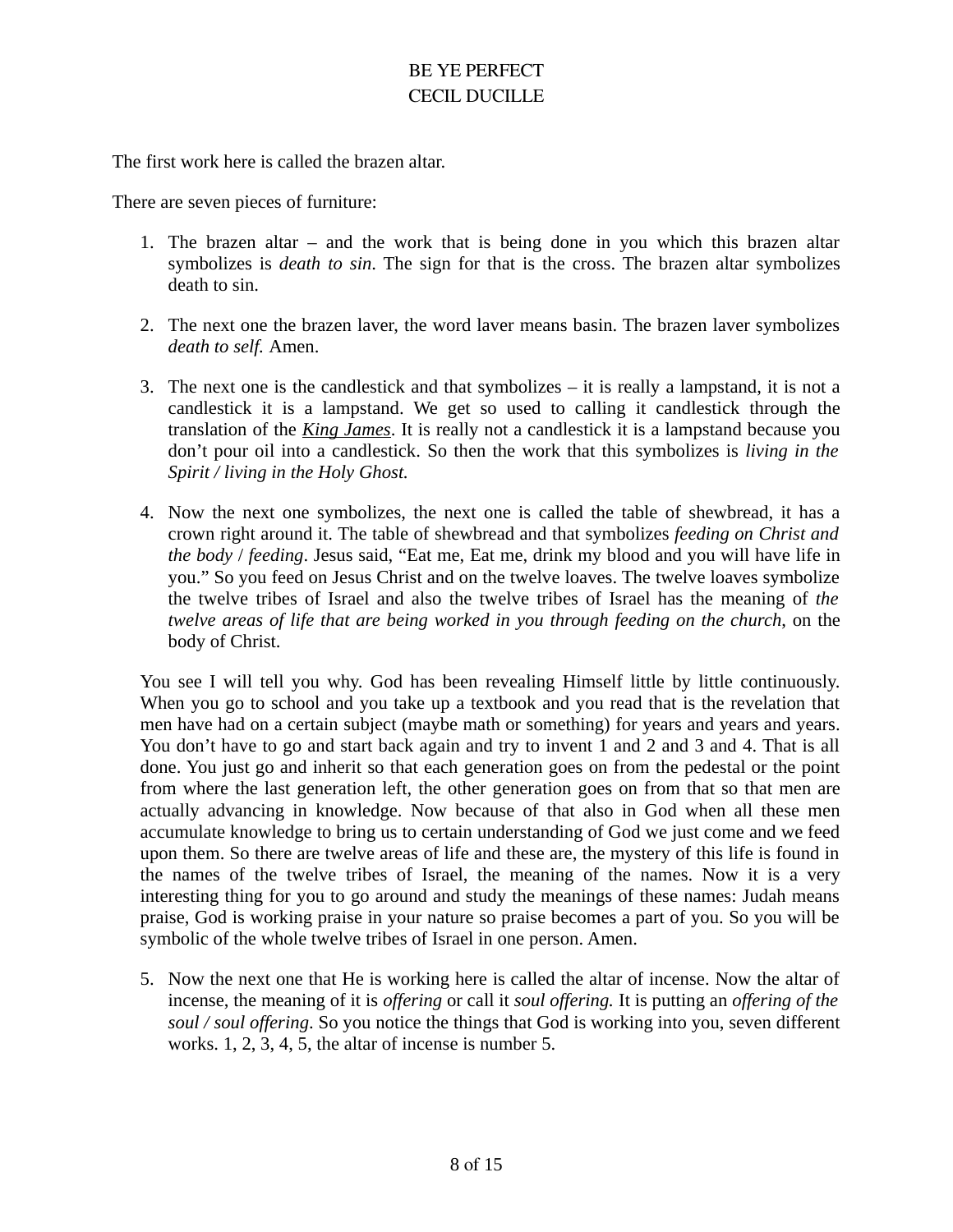BE YE PERFECT
CECIL DUCILLE

The first work here is called the brazen altar.

There are seven pieces of furniture:

1. The brazen altar – and the work that is being done in you which this brazen altar symbolizes is *death to sin*. The sign for that is the cross. The brazen altar symbolizes death to sin.

2. The next one the brazen laver, the word laver means basin. The brazen laver symbolizes *death to self.* Amen.

3. The next one is the candlestick and that symbolizes – it is really a lampstand, it is not a candlestick it is a lampstand. We get so used to calling it candlestick through the translation of the ***King James***. It is really not a candlestick it is a lampstand because you don't pour oil into a candlestick. So then the work that this symbolizes is *living in the Spirit / living in the Holy Ghost.*

4. Now the next one symbolizes, the next one is called the table of shewbread, it has a crown right around it. The table of shewbread and that symbolizes *feeding on Christ and the body* / *feeding*. Jesus said, "Eat me, Eat me, drink my blood and you will have life in you." So you feed on Jesus Christ and on the twelve loaves. The twelve loaves symbolize the twelve tribes of Israel and also the twelve tribes of Israel has the meaning of *the twelve areas of life that are being worked in you through feeding on the church*, on the body of Christ.

   You see I will tell you why. God has been revealing Himself little by little continuously. When you go to school and you take up a textbook and you read that is the revelation that men have had on a certain subject (maybe math or something) for years and years and years. You don't have to go and start back again and try to invent 1 and 2 and 3 and 4. That is all done. You just go and inherit so that each generation goes on from the pedestal or the point from where the last generation left, the other generation goes on from that so that men are actually advancing in knowledge. Now because of that also in God when all these men accumulate knowledge to bring us to certain understanding of God we just come and we feed upon them. So there are twelve areas of life and these are, the mystery of this life is found in the names of the twelve tribes of Israel, the meaning of the names. Now it is a very interesting thing for you to go around and study the meanings of these names: Judah means praise, God is working praise in your nature so praise becomes a part of you. So you will be symbolic of the whole twelve tribes of Israel in one person. Amen.

5. Now the next one that He is working here is called the altar of incense. Now the altar of incense, the meaning of it is *offering* or call it *soul offering.* It is putting an *offering of the soul / soul offering*. So you notice the things that God is working into you, seven different works. 1, 2, 3, 4, 5, the altar of incense is number 5.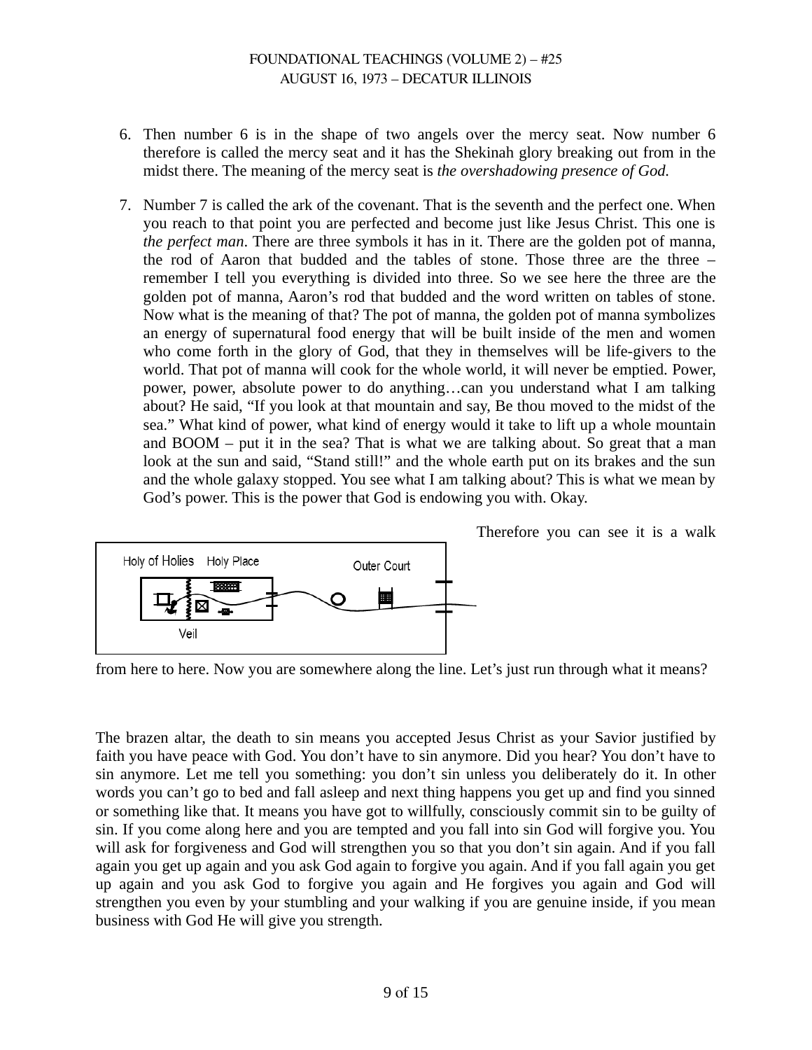6. Then number 6 is in the shape of two angels over the mercy seat. Now number 6 therefore is called the mercy seat and it has the Shekinah glory breaking out from in the midst there. The meaning of the mercy seat is *the overshadowing presence of God.*

7. Number 7 is called the ark of the covenant. That is the seventh and the perfect one. When you reach to that point you are perfected and become just like Jesus Christ. This one is *the perfect man*. There are three symbols it has in it. There are the golden pot of manna, the rod of Aaron that budded and the tables of stone. Those three are the three – remember I tell you everything is divided into three. So we see here the three are the golden pot of manna, Aaron's rod that budded and the word written on tables of stone. Now what is the meaning of that? The pot of manna, the golden pot of manna symbolizes an energy of supernatural food energy that will be built inside of the men and women who come forth in the glory of God, that they in themselves will be life-givers to the world. That pot of manna will cook for the whole world, it will never be emptied. Power, power, power, absolute power to do anything…can you understand what I am talking about? He said, "If you look at that mountain and say, Be thou moved to the midst of the sea." What kind of power, what kind of energy would it take to lift up a whole mountain and BOOM – put it in the sea? That is what we are talking about. So great that a man look at the sun and said, "Stand still!" and the whole earth put on its brakes and the sun and the whole galaxy stopped. You see what I am talking about? This is what we mean by God's power. This is the power that God is endowing you with. Okay.

Holy of Holies Holy Place Outer Court

Veil

Therefore you can see it is a walk from here to here. Now you are somewhere along the line. Let's just run through what it means?

The brazen altar, the death to sin means you accepted Jesus Christ as your Savior justified by faith you have peace with God. You don't have to sin anymore. Did you hear? You don't have to sin anymore. Let me tell you something: you don't sin unless you deliberately do it. In other words you can't go to bed and fall asleep and next thing happens you get up and find you sinned or something like that. It means you have got to willfully, consciously commit sin to be guilty of sin. If you come along here and you are tempted and you fall into sin God will forgive you. You will ask for forgiveness and God will strengthen you so that you don't sin again. And if you fall again you get up again and you ask God again to forgive you again. And if you fall again you get up again and you ask God to forgive you again and He forgives you again and God will strengthen you even by your stumbling and your walking if you are genuine inside, if you mean business with God He will give you strength.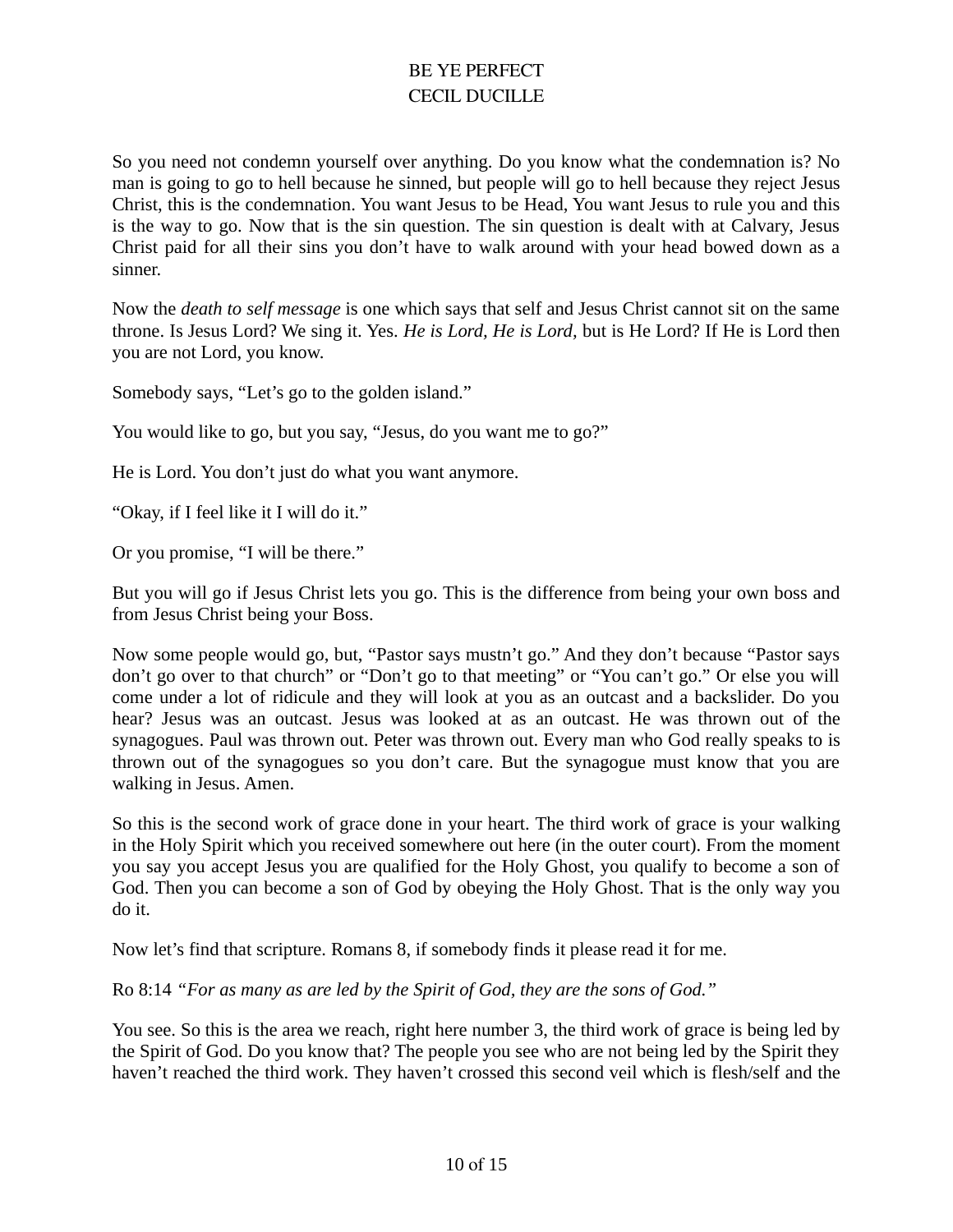So you need not condemn yourself over anything. Do you know what the condemnation is? No man is going to go to hell because he sinned, but people will go to hell because they reject Jesus Christ, this is the condemnation. You want Jesus to be Head, You want Jesus to rule you and this is the way to go. Now that is the sin question. The sin question is dealt with at Calvary, Jesus Christ paid for all their sins you don't have to walk around with your head bowed down as a sinner.

Now the *death to self message* is one which says that self and Jesus Christ cannot sit on the same throne. Is Jesus Lord? We sing it. Yes. *He is Lord, He is Lord,* but is He Lord? If He is Lord then you are not Lord, you know.

Somebody says, "Let's go to the golden island."

You would like to go, but you say, "Jesus, do you want me to go?"

He is Lord. You don't just do what you want anymore.

"Okay, if I feel like it I will do it."

Or you promise, "I will be there."

But you will go if Jesus Christ lets you go. This is the difference from being your own boss and from Jesus Christ being your Boss.

Now some people would go, but, "Pastor says mustn't go." And they don't because "Pastor says don't go over to that church" or "Don't go to that meeting" or "You can't go." Or else you will come under a lot of ridicule and they will look at you as an outcast and a backslider. Do you hear? Jesus was an outcast. Jesus was looked at as an outcast. He was thrown out of the synagogues. Paul was thrown out. Peter was thrown out. Every man who God really speaks to is thrown out of the synagogues so you don't care. But the synagogue must know that you are walking in Jesus. Amen.

So this is the second work of grace done in your heart. The third work of grace is your walking in the Holy Spirit which you received somewhere out here (in the outer court). From the moment you say you accept Jesus you are qualified for the Holy Ghost, you qualify to become a son of God. Then you can become a son of God by obeying the Holy Ghost. That is the only way you do it.

Now let's find that scripture. Romans 8, if somebody finds it please read it for me.

Ro 8:14 *"For as many as are led by the Spirit of God, they are the sons of God."*

You see. So this is the area we reach, right here number 3, the third work of grace is being led by the Spirit of God. Do you know that? The people you see who are not being led by the Spirit they haven't reached the third work. They haven't crossed this second veil which is flesh/self and the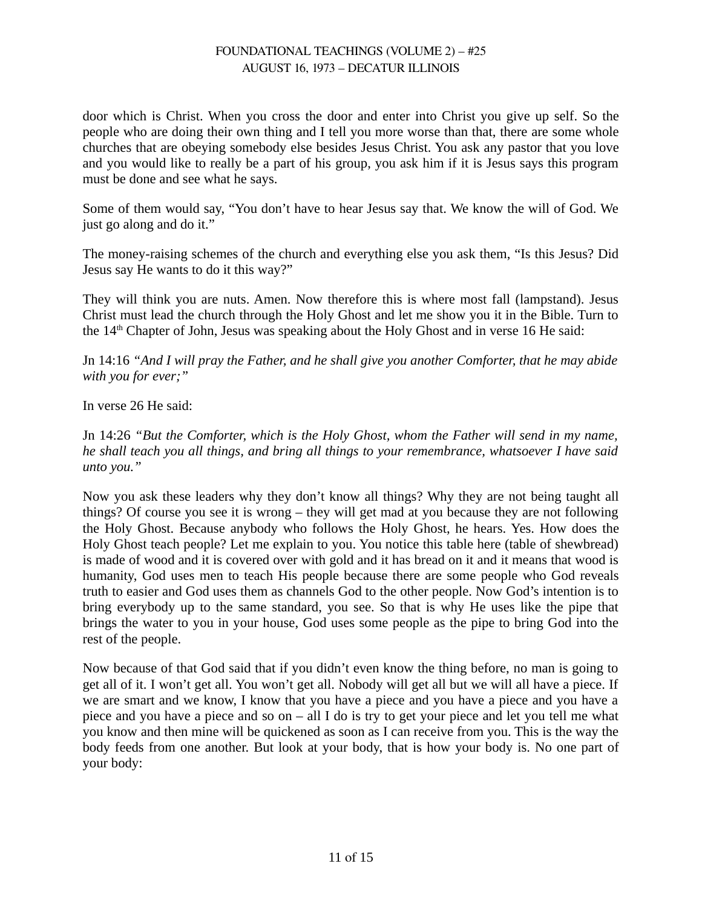door which is Christ. When you cross the door and enter into Christ you give up self. So the people who are doing their own thing and I tell you more worse than that, there are some whole churches that are obeying somebody else besides Jesus Christ. You ask any pastor that you love and you would like to really be a part of his group, you ask him if it is Jesus says this program must be done and see what he says.

Some of them would say, "You don't have to hear Jesus say that. We know the will of God. We just go along and do it."

The money-raising schemes of the church and everything else you ask them, "Is this Jesus? Did Jesus say He wants to do it this way?"

They will think you are nuts. Amen. Now therefore this is where most fall (lampstand). Jesus Christ must lead the church through the Holy Ghost and let me show you it in the Bible. Turn to the 14th Chapter of John, Jesus was speaking about the Holy Ghost and in verse 16 He said:

Jn 14:16 *"And I will pray the Father, and he shall give you another Comforter, that he may abide with you for ever;"*

In verse 26 He said:

Jn 14:26 *"But the Comforter, which is the Holy Ghost, whom the Father will send in my name, he shall teach you all things, and bring all things to your remembrance, whatsoever I have said unto you."*

Now you ask these leaders why they don't know all things? Why they are not being taught all things? Of course you see it is wrong – they will get mad at you because they are not following the Holy Ghost. Because anybody who follows the Holy Ghost, he hears. Yes. How does the Holy Ghost teach people? Let me explain to you. You notice this table here (table of shewbread) is made of wood and it is covered over with gold and it has bread on it and it means that wood is humanity, God uses men to teach His people because there are some people who God reveals truth to easier and God uses them as channels God to the other people. Now God's intention is to bring everybody up to the same standard, you see. So that is why He uses like the pipe that brings the water to you in your house, God uses some people as the pipe to bring God into the rest of the people.

Now because of that God said that if you didn't even know the thing before, no man is going to get all of it. I won't get all. You won't get all. Nobody will get all but we will all have a piece. If we are smart and we know, I know that you have a piece and you have a piece and you have a piece and you have a piece and so on – all I do is try to get your piece and let you tell me what you know and then mine will be quickened as soon as I can receive from you. This is the way the body feeds from one another. But look at your body, that is how your body is. No one part of your body: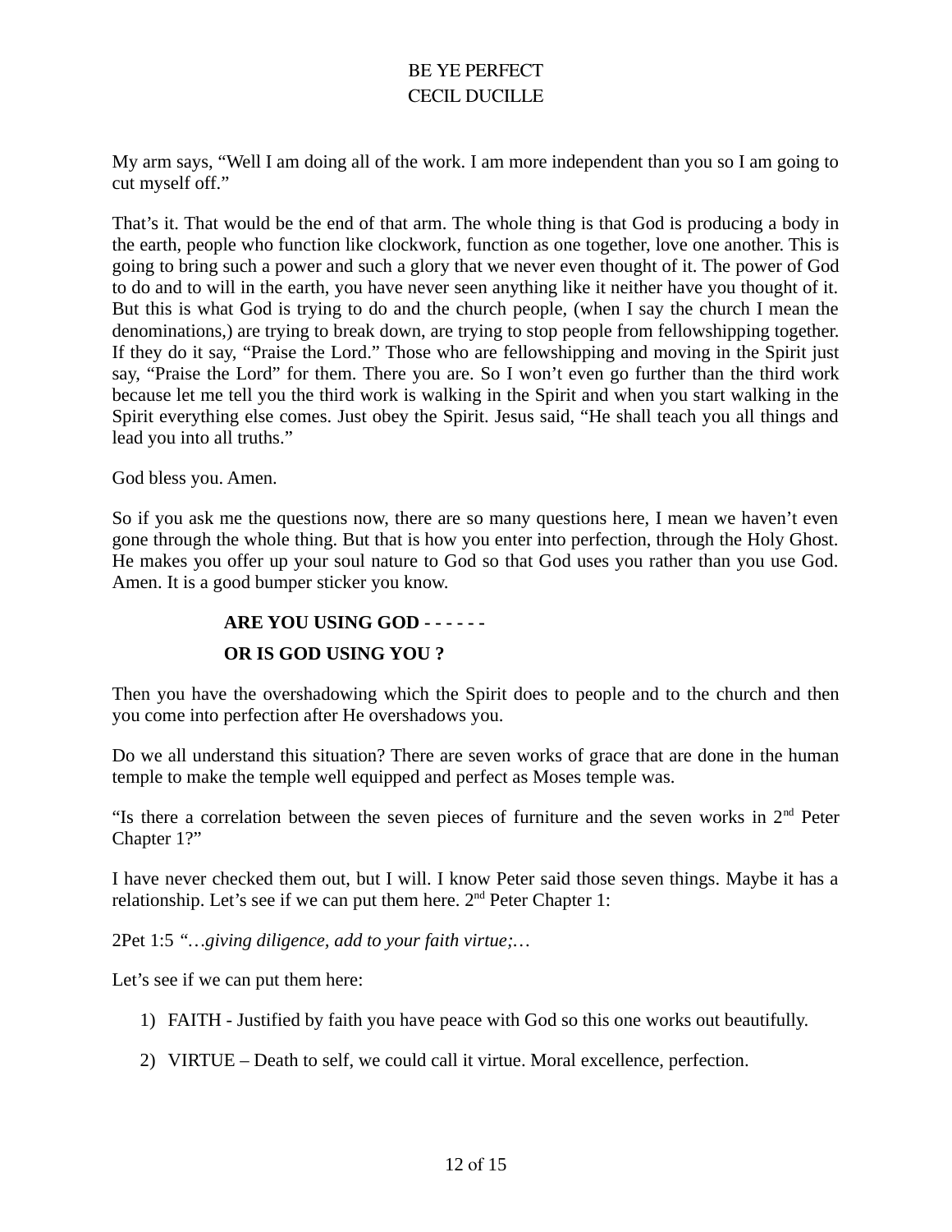My arm says, “Well I am doing all of the work. I am more independent than you so I am going to cut myself off.”

That’s it. That would be the end of that arm. The whole thing is that God is producing a body in the earth, people who function like clockwork, function as one together, love one another. This is going to bring such a power and such a glory that we never even thought of it. The power of God to do and to will in the earth, you have never seen anything like it neither have you thought of it. But this is what God is trying to do and the church people, (when I say the church I mean the denominations,) are trying to break down, are trying to stop people from fellowshipping together. If they do it say, “Praise the Lord.” Those who are fellowshipping and moving in the Spirit just say, “Praise the Lord” for them. There you are. So I won’t even go further than the third work because let me tell you the third work is walking in the Spirit and when you start walking in the Spirit everything else comes. Just obey the Spirit. Jesus said, “He shall teach you all things and lead you into all truths.”

God bless you. Amen.

So if you ask me the questions now, there are so many questions here, I mean we haven’t even gone through the whole thing. But that is how you enter into perfection, through the Holy Ghost. He makes you offer up your soul nature to God so that God uses you rather than you use God. Amen. It is a good bumper sticker you know.

**ARE YOU USING GOD - - - - - -**

**OR IS GOD USING YOU ?**

Then you have the overshadowing which the Spirit does to people and to the church and then you come into perfection after He overshadows you.

Do we all understand this situation? There are seven works of grace that are done in the human temple to make the temple well equipped and perfect as Moses temple was.

“Is there a correlation between the seven pieces of furniture and the seven works in 2nd Peter Chapter 1?”

I have never checked them out, but I will. I know Peter said those seven things. Maybe it has a relationship. Let’s see if we can put them here. 2nd Peter Chapter 1:

2Pet 1:5 *“…giving diligence, add to your faith virtue;…*

Let’s see if we can put them here:

1) FAITH - Justified by faith you have peace with God so this one works out beautifully.
2) VIRTUE – Death to self, we could call it virtue. Moral excellence, perfection.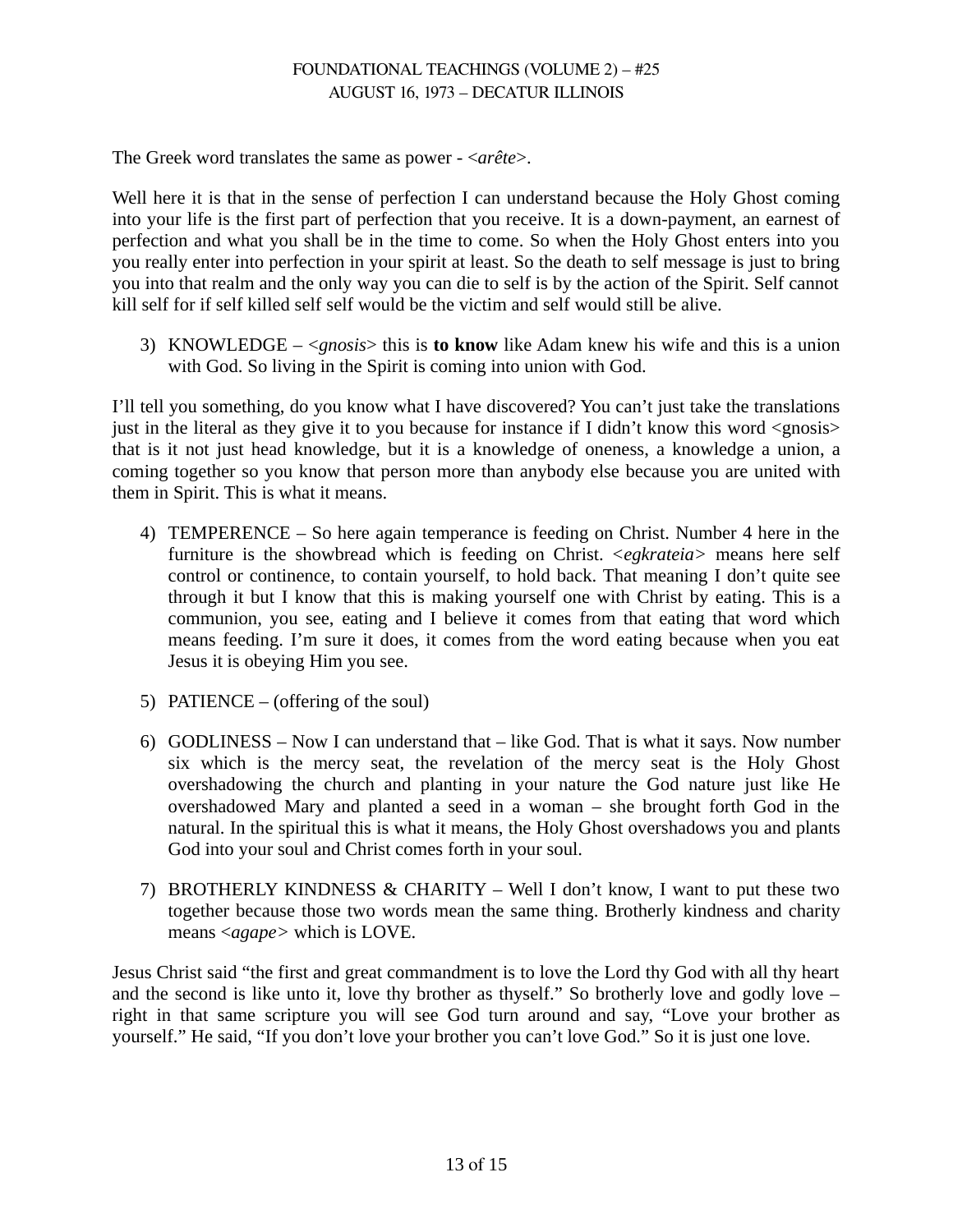The Greek word translates the same as power - <*arête*>.

Well here it is that in the sense of perfection I can understand because the Holy Ghost coming into your life is the first part of perfection that you receive. It is a down-payment, an earnest of perfection and what you shall be in the time to come. So when the Holy Ghost enters into you you really enter into perfection in your spirit at least. So the death to self message is just to bring you into that realm and the only way you can die to self is by the action of the Spirit. Self cannot kill self for if self killed self self would be the victim and self would still be alive.

3) KNOWLEDGE – <*gnosis*> this is **to know** like Adam knew his wife and this is a union with God. So living in the Spirit is coming into union with God.

I'll tell you something, do you know what I have discovered? You can't just take the translations just in the literal as they give it to you because for instance if I didn't know this word <gnosis> that is it not just head knowledge, but it is a knowledge of oneness, a knowledge a union, a coming together so you know that person more than anybody else because you are united with them in Spirit. This is what it means.

4) TEMPERENCE – So here again temperance is feeding on Christ. Number 4 here in the furniture is the showbread which is feeding on Christ. <*egkrateia*> means here self control or continence, to contain yourself, to hold back. That meaning I don't quite see through it but I know that this is making yourself one with Christ by eating. This is a communion, you see, eating and I believe it comes from that eating that word which means feeding. I'm sure it does, it comes from the word eating because when you eat Jesus it is obeying Him you see.

5) PATIENCE – (offering of the soul)

6) GODLINESS – Now I can understand that – like God. That is what it says. Now number six which is the mercy seat, the revelation of the mercy seat is the Holy Ghost overshadowing the church and planting in your nature the God nature just like He overshadowed Mary and planted a seed in a woman – she brought forth God in the natural. In the spiritual this is what it means, the Holy Ghost overshadows you and plants God into your soul and Christ comes forth in your soul.

7) BROTHERLY KINDNESS & CHARITY – Well I don't know, I want to put these two together because those two words mean the same thing. Brotherly kindness and charity means <*agape*> which is LOVE.

Jesus Christ said "the first and great commandment is to love the Lord thy God with all thy heart and the second is like unto it, love thy brother as thyself." So brotherly love and godly love – right in that same scripture you will see God turn around and say, "Love your brother as yourself." He said, "If you don't love your brother you can't love God." So it is just one love.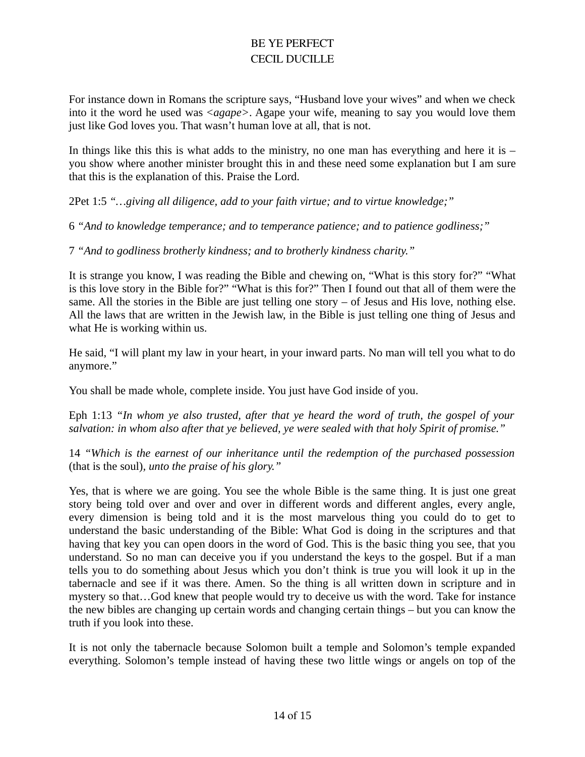For instance down in Romans the scripture says, "Husband love your wives" and when we check into it the word he used was <*agape*>. Agape your wife, meaning to say you would love them just like God loves you. That wasn't human love at all, that is not.

In things like this this is what adds to the ministry, no one man has everything and here it is – you show where another minister brought this in and these need some explanation but I am sure that this is the explanation of this. Praise the Lord.

2Pet 1:5 *"…giving all diligence, add to your faith virtue; and to virtue knowledge;"*

6 *"And to knowledge temperance; and to temperance patience; and to patience godliness;"*

7 *"And to godliness brotherly kindness; and to brotherly kindness charity."*

It is strange you know, I was reading the Bible and chewing on, "What is this story for?" "What is this love story in the Bible for?" "What is this for?" Then I found out that all of them were the same. All the stories in the Bible are just telling one story – of Jesus and His love, nothing else. All the laws that are written in the Jewish law, in the Bible is just telling one thing of Jesus and what He is working within us.

He said, "I will plant my law in your heart, in your inward parts. No man will tell you what to do anymore."

You shall be made whole, complete inside. You just have God inside of you.

Eph 1:13 *"In whom ye also trusted, after that ye heard the word of truth, the gospel of your salvation: in whom also after that ye believed, ye were sealed with that holy Spirit of promise."*

14 *"Which is the earnest of our inheritance until the redemption of the purchased possession* (that is the soul), *unto the praise of his glory."*

Yes, that is where we are going. You see the whole Bible is the same thing. It is just one great story being told over and over and over in different words and different angles, every angle, every dimension is being told and it is the most marvelous thing you could do to get to understand the basic understanding of the Bible: What God is doing in the scriptures and that having that key you can open doors in the word of God. This is the basic thing you see, that you understand. So no man can deceive you if you understand the keys to the gospel. But if a man tells you to do something about Jesus which you don't think is true you will look it up in the tabernacle and see if it was there. Amen. So the thing is all written down in scripture and in mystery so that…God knew that people would try to deceive us with the word. Take for instance the new bibles are changing up certain words and changing certain things – but you can know the truth if you look into these.

It is not only the tabernacle because Solomon built a temple and Solomon's temple expanded everything. Solomon's temple instead of having these two little wings or angels on top of the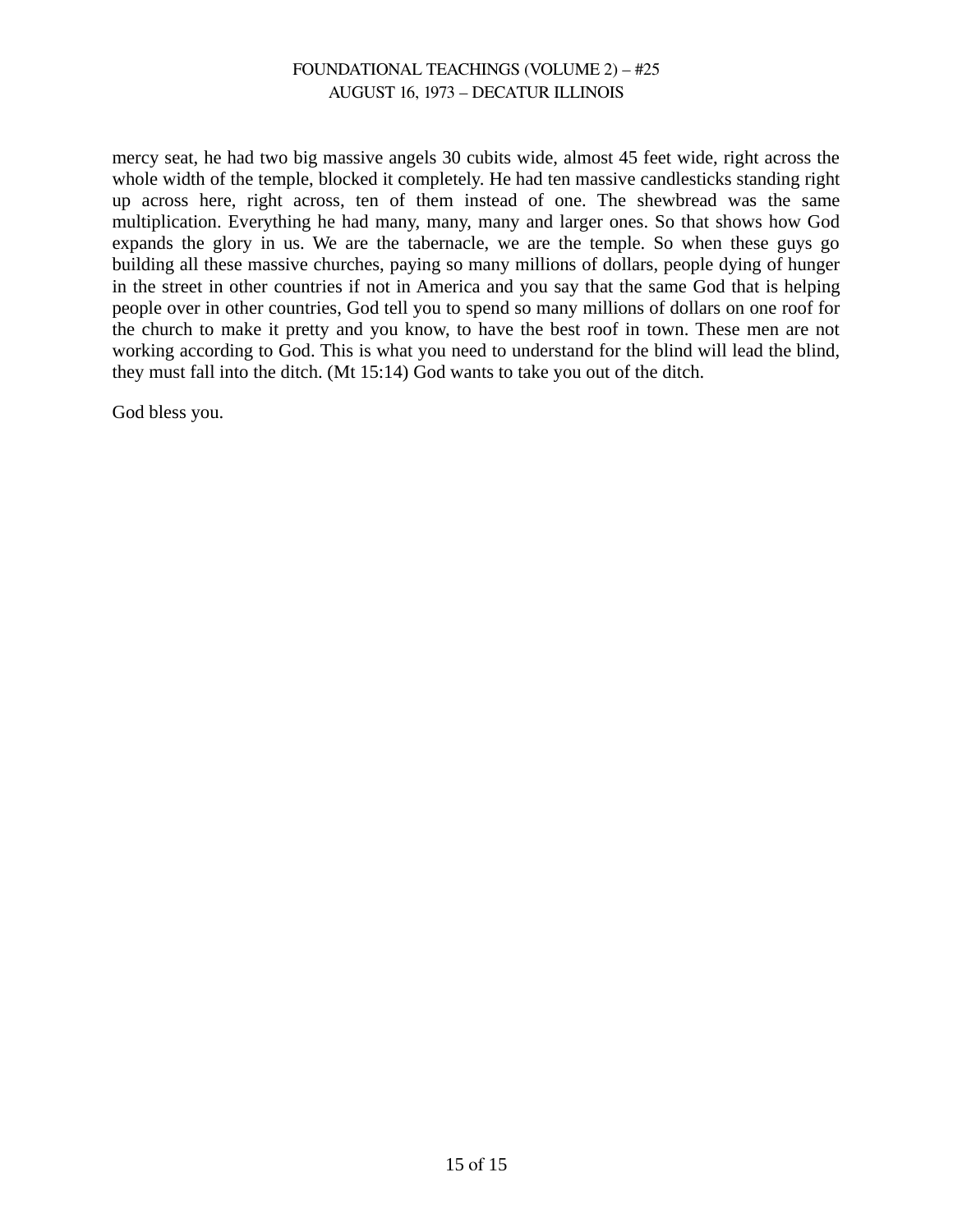mercy seat, he had two big massive angels 30 cubits wide, almost 45 feet wide, right across the whole width of the temple, blocked it completely. He had ten massive candlesticks standing right up across here, right across, ten of them instead of one. The shewbread was the same multiplication. Everything he had many, many, many and larger ones. So that shows how God expands the glory in us. We are the tabernacle, we are the temple. So when these guys go building all these massive churches, paying so many millions of dollars, people dying of hunger in the street in other countries if not in America and you say that the same God that is helping people over in other countries, God tell you to spend so many millions of dollars on one roof for the church to make it pretty and you know, to have the best roof in town. These men are not working according to God. This is what you need to understand for the blind will lead the blind, they must fall into the ditch. (Mt 15:14) God wants to take you out of the ditch.

God bless you.